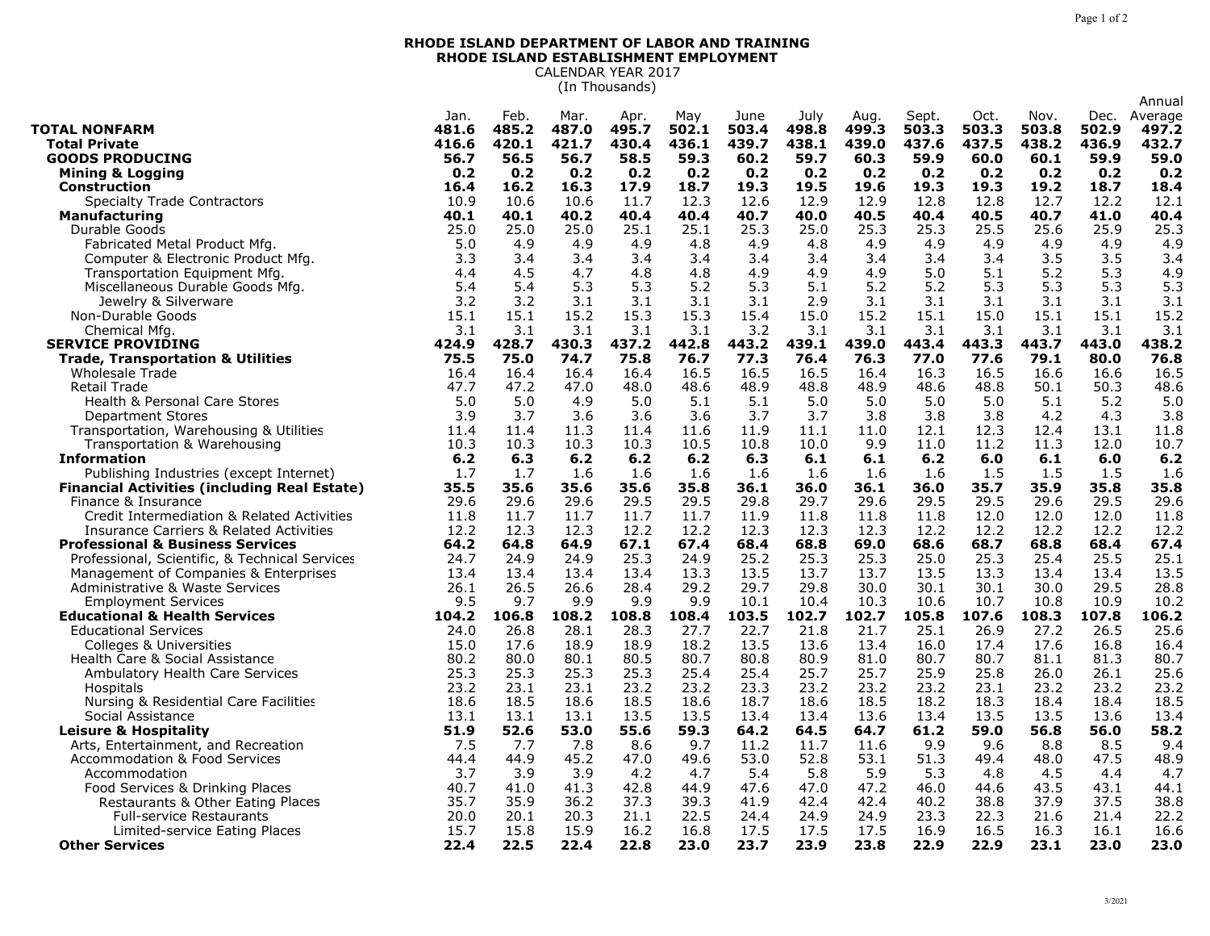**RHODE ISLAND DEPARTMENT OF LABOR AND TRAINING**
**RHODE ISLAND ESTABLISHMENT EMPLOYMENT**
CALENDAR YEAR 2017
(In Thousands)

| | Jan. | Feb. | Mar. | Apr. | May | June | July | Aug. | Sept. | Oct. | Nov. | Dec. | Annual Average |
|---|---|---|---|---|---|---|---|---|---|---|---|---|---|
| **TOTAL NONFARM** | **481.6** | **485.2** | **487.0** | **495.7** | **502.1** | **503.4** | **498.8** | **499.3** | **503.3** | **503.3** | **503.8** | **502.9** | **497.2** |
| **Total Private** | **416.6** | **420.1** | **421.7** | **430.4** | **436.1** | **439.7** | **438.1** | **439.0** | **437.6** | **437.5** | **438.2** | **436.9** | **432.7** |
| **GOODS PRODUCING** | **56.7** | **56.5** | **56.7** | **58.5** | **59.3** | **60.2** | **59.7** | **60.3** | **59.9** | **60.0** | **60.1** | **59.9** | **59.0** |
| **Mining & Logging** | **0.2** | **0.2** | **0.2** | **0.2** | **0.2** | **0.2** | **0.2** | **0.2** | **0.2** | **0.2** | **0.2** | **0.2** | **0.2** |
| **Construction** | **16.4** | **16.2** | **16.3** | **17.9** | **18.7** | **19.3** | **19.5** | **19.6** | **19.3** | **19.3** | **19.2** | **18.7** | **18.4** |
| Specialty Trade Contractors | 10.9 | 10.6 | 10.6 | 11.7 | 12.3 | 12.6 | 12.9 | 12.9 | 12.8 | 12.8 | 12.7 | 12.2 | 12.1 |
| **Manufacturing** | **40.1** | **40.1** | **40.2** | **40.4** | **40.4** | **40.7** | **40.0** | **40.5** | **40.4** | **40.5** | **40.7** | **41.0** | **40.4** |
| Durable Goods | 25.0 | 25.0 | 25.0 | 25.1 | 25.1 | 25.3 | 25.0 | 25.3 | 25.3 | 25.5 | 25.6 | 25.9 | 25.3 |
| Fabricated Metal Product Mfg. | 5.0 | 4.9 | 4.9 | 4.9 | 4.8 | 4.9 | 4.8 | 4.9 | 4.9 | 4.9 | 4.9 | 4.9 | 4.9 |
| Computer & Electronic Product Mfg. | 3.3 | 3.4 | 3.4 | 3.4 | 3.4 | 3.4 | 3.4 | 3.4 | 3.4 | 3.4 | 3.5 | 3.5 | 3.4 |
| Transportation Equipment Mfg. | 4.4 | 4.5 | 4.7 | 4.8 | 4.8 | 4.9 | 4.9 | 4.9 | 5.0 | 5.1 | 5.2 | 5.3 | 4.9 |
| Miscellaneous Durable Goods Mfg. | 5.4 | 5.4 | 5.3 | 5.3 | 5.2 | 5.3 | 5.1 | 5.2 | 5.2 | 5.3 | 5.3 | 5.3 | 5.3 |
| Jewelry & Silverware | 3.2 | 3.2 | 3.1 | 3.1 | 3.1 | 3.1 | 2.9 | 3.1 | 3.1 | 3.1 | 3.1 | 3.1 | 3.1 |
| Non-Durable Goods | 15.1 | 15.1 | 15.2 | 15.3 | 15.3 | 15.4 | 15.0 | 15.2 | 15.1 | 15.0 | 15.1 | 15.1 | 15.2 |
| Chemical Mfg. | 3.1 | 3.1 | 3.1 | 3.1 | 3.1 | 3.2 | 3.1 | 3.1 | 3.1 | 3.1 | 3.1 | 3.1 | 3.1 |
| **SERVICE PROVIDING** | **424.9** | **428.7** | **430.3** | **437.2** | **442.8** | **443.2** | **439.1** | **439.0** | **443.4** | **443.3** | **443.7** | **443.0** | **438.2** |
| **Trade, Transportation & Utilities** | **75.5** | **75.0** | **74.7** | **75.8** | **76.7** | **77.3** | **76.4** | **76.3** | **77.0** | **77.6** | **79.1** | **80.0** | **76.8** |
| Wholesale Trade | 16.4 | 16.4 | 16.4 | 16.4 | 16.5 | 16.5 | 16.5 | 16.4 | 16.3 | 16.5 | 16.6 | 16.6 | 16.5 |
| Retail Trade | 47.7 | 47.2 | 47.0 | 48.0 | 48.6 | 48.9 | 48.8 | 48.9 | 48.6 | 48.8 | 50.1 | 50.3 | 48.6 |
| Health & Personal Care Stores | 5.0 | 5.0 | 4.9 | 5.0 | 5.1 | 5.1 | 5.0 | 5.0 | 5.0 | 5.0 | 5.1 | 5.2 | 5.0 |
| Department Stores | 3.9 | 3.7 | 3.6 | 3.6 | 3.6 | 3.7 | 3.7 | 3.8 | 3.8 | 3.8 | 4.2 | 4.3 | 3.8 |
| Transportation, Warehousing & Utilities | 11.4 | 11.4 | 11.3 | 11.4 | 11.6 | 11.9 | 11.1 | 11.0 | 12.1 | 12.3 | 12.4 | 13.1 | 11.8 |
| Transportation & Warehousing | 10.3 | 10.3 | 10.3 | 10.3 | 10.5 | 10.8 | 10.0 | 9.9 | 11.0 | 11.2 | 11.3 | 12.0 | 10.7 |
| **Information** | **6.2** | **6.3** | **6.2** | **6.2** | **6.2** | **6.3** | **6.1** | **6.1** | **6.2** | **6.0** | **6.1** | **6.0** | **6.2** |
| Publishing Industries (except Internet) | 1.7 | 1.7 | 1.6 | 1.6 | 1.6 | 1.6 | 1.6 | 1.6 | 1.6 | 1.5 | 1.5 | 1.5 | 1.6 |
| **Financial Activities (including Real Estate)** | **35.5** | **35.6** | **35.6** | **35.6** | **35.8** | **36.1** | **36.0** | **36.1** | **36.0** | **35.7** | **35.9** | **35.8** | **35.8** |
| Finance & Insurance | 29.6 | 29.6 | 29.6 | 29.5 | 29.5 | 29.8 | 29.7 | 29.6 | 29.5 | 29.5 | 29.6 | 29.5 | 29.6 |
| Credit Intermediation & Related Activities | 11.8 | 11.7 | 11.7 | 11.7 | 11.7 | 11.9 | 11.8 | 11.8 | 11.8 | 12.0 | 12.0 | 12.0 | 11.8 |
| Insurance Carriers & Related Activities | 12.2 | 12.3 | 12.3 | 12.2 | 12.2 | 12.3 | 12.3 | 12.3 | 12.2 | 12.2 | 12.2 | 12.2 | 12.2 |
| **Professional & Business Services** | **64.2** | **64.8** | **64.9** | **67.1** | **67.4** | **68.4** | **68.8** | **69.0** | **68.6** | **68.7** | **68.8** | **68.4** | **67.4** |
| Professional, Scientific, & Technical Services | 24.7 | 24.9 | 24.9 | 25.3 | 24.9 | 25.2 | 25.3 | 25.3 | 25.0 | 25.3 | 25.4 | 25.5 | 25.1 |
| Management of Companies & Enterprises | 13.4 | 13.4 | 13.4 | 13.4 | 13.3 | 13.5 | 13.7 | 13.7 | 13.5 | 13.3 | 13.4 | 13.4 | 13.5 |
| Administrative & Waste Services | 26.1 | 26.5 | 26.6 | 28.4 | 29.2 | 29.7 | 29.8 | 30.0 | 30.1 | 30.1 | 30.0 | 29.5 | 28.8 |
| Employment Services | 9.5 | 9.7 | 9.9 | 9.9 | 9.9 | 10.1 | 10.4 | 10.3 | 10.6 | 10.7 | 10.8 | 10.9 | 10.2 |
| **Educational & Health Services** | **104.2** | **106.8** | **108.2** | **108.8** | **108.4** | **103.5** | **102.7** | **102.7** | **105.8** | **107.6** | **108.3** | **107.8** | **106.2** |
| Educational Services | 24.0 | 26.8 | 28.1 | 28.3 | 27.7 | 22.7 | 21.8 | 21.7 | 25.1 | 26.9 | 27.2 | 26.5 | 25.6 |
| Colleges & Universities | 15.0 | 17.6 | 18.9 | 18.9 | 18.2 | 13.5 | 13.6 | 13.4 | 16.0 | 17.4 | 17.6 | 16.8 | 16.4 |
| Health Care & Social Assistance | 80.2 | 80.0 | 80.1 | 80.5 | 80.7 | 80.8 | 80.9 | 81.0 | 80.7 | 80.7 | 81.1 | 81.3 | 80.7 |
| Ambulatory Health Care Services | 25.3 | 25.3 | 25.3 | 25.3 | 25.4 | 25.4 | 25.7 | 25.7 | 25.9 | 25.8 | 26.0 | 26.1 | 25.6 |
| Hospitals | 23.2 | 23.1 | 23.1 | 23.2 | 23.2 | 23.3 | 23.2 | 23.2 | 23.2 | 23.1 | 23.2 | 23.2 | 23.2 |
| Nursing & Residential Care Facilities | 18.6 | 18.5 | 18.6 | 18.5 | 18.6 | 18.7 | 18.6 | 18.5 | 18.2 | 18.3 | 18.4 | 18.4 | 18.5 |
| Social Assistance | 13.1 | 13.1 | 13.1 | 13.5 | 13.5 | 13.4 | 13.4 | 13.6 | 13.4 | 13.5 | 13.5 | 13.6 | 13.4 |
| **Leisure & Hospitality** | **51.9** | **52.6** | **53.0** | **55.6** | **59.3** | **64.2** | **64.5** | **64.7** | **61.2** | **59.0** | **56.8** | **56.0** | **58.2** |
| Arts, Entertainment, and Recreation | 7.5 | 7.7 | 7.8 | 8.6 | 9.7 | 11.2 | 11.7 | 11.6 | 9.9 | 9.6 | 8.8 | 8.5 | 9.4 |
| Accommodation & Food Services | 44.4 | 44.9 | 45.2 | 47.0 | 49.6 | 53.0 | 52.8 | 53.1 | 51.3 | 49.4 | 48.0 | 47.5 | 48.9 |
| Accommodation | 3.7 | 3.9 | 3.9 | 4.2 | 4.7 | 5.4 | 5.8 | 5.9 | 5.3 | 4.8 | 4.5 | 4.4 | 4.7 |
| Food Services & Drinking Places | 40.7 | 41.0 | 41.3 | 42.8 | 44.9 | 47.6 | 47.0 | 47.2 | 46.0 | 44.6 | 43.5 | 43.1 | 44.1 |
| Restaurants & Other Eating Places | 35.7 | 35.9 | 36.2 | 37.3 | 39.3 | 41.9 | 42.4 | 42.4 | 40.2 | 38.8 | 37.9 | 37.5 | 38.8 |
| Full-service Restaurants | 20.0 | 20.1 | 20.3 | 21.1 | 22.5 | 24.4 | 24.9 | 24.9 | 23.3 | 22.3 | 21.6 | 21.4 | 22.2 |
| Limited-service Eating Places | 15.7 | 15.8 | 15.9 | 16.2 | 16.8 | 17.5 | 17.5 | 17.5 | 16.9 | 16.5 | 16.3 | 16.1 | 16.6 |
| **Other Services** | **22.4** | **22.5** | **22.4** | **22.8** | **23.0** | **23.7** | **23.9** | **23.8** | **22.9** | **22.9** | **23.1** | **23.0** | **23.0** |

3/2021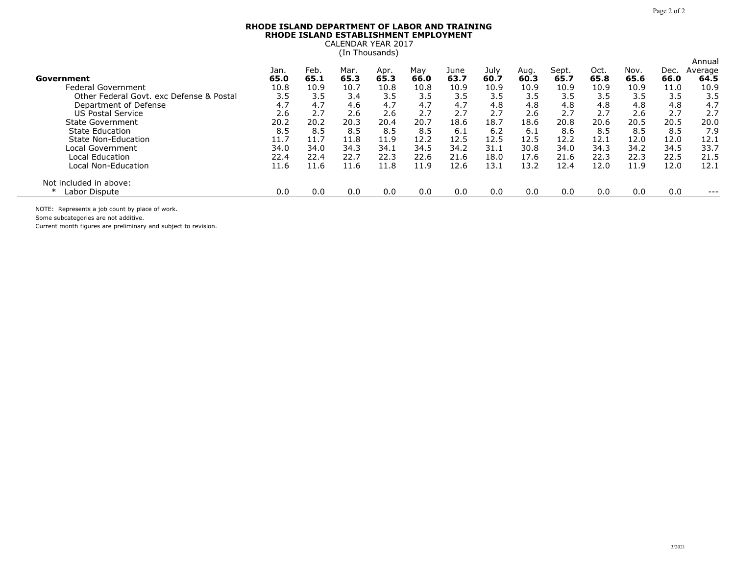**RHODE ISLAND DEPARTMENT OF LABOR AND TRAINING**
**RHODE ISLAND ESTABLISHMENT EMPLOYMENT**
CALENDAR YEAR 2017
(In Thousands)

| | Jan. | Feb. | Mar. | Apr. | May | June | July | Aug. | Sept. | Oct. | Nov. | Dec. | Annual Average |
|---|---|---|---|---|---|---|---|---|---|---|---|---|---|
| **Government** | **65.0** | **65.1** | **65.3** | **65.3** | **66.0** | **63.7** | **60.7** | **60.3** | **65.7** | **65.8** | **65.6** | **66.0** | **64.5** |
| Federal Government | 10.8 | 10.9 | 10.7 | 10.8 | 10.8 | 10.9 | 10.9 | 10.9 | 10.9 | 10.9 | 10.9 | 11.0 | 10.9 |
| Other Federal Govt. exc Defense & Postal | 3.5 | 3.5 | 3.4 | 3.5 | 3.5 | 3.5 | 3.5 | 3.5 | 3.5 | 3.5 | 3.5 | 3.5 | 3.5 |
| Department of Defense | 4.7 | 4.7 | 4.6 | 4.7 | 4.7 | 4.7 | 4.8 | 4.8 | 4.8 | 4.8 | 4.8 | 4.8 | 4.7 |
| US Postal Service | 2.6 | 2.7 | 2.6 | 2.6 | 2.7 | 2.7 | 2.7 | 2.6 | 2.7 | 2.7 | 2.6 | 2.7 | 2.7 |
| State Government | 20.2 | 20.2 | 20.3 | 20.4 | 20.7 | 18.6 | 18.7 | 18.6 | 20.8 | 20.6 | 20.5 | 20.5 | 20.0 |
| State Education | 8.5 | 8.5 | 8.5 | 8.5 | 8.5 | 6.1 | 6.2 | 6.1 | 8.6 | 8.5 | 8.5 | 8.5 | 7.9 |
| State Non-Education | 11.7 | 11.7 | 11.8 | 11.9 | 12.2 | 12.5 | 12.5 | 12.5 | 12.2 | 12.1 | 12.0 | 12.0 | 12.1 |
| Local Government | 34.0 | 34.0 | 34.3 | 34.1 | 34.5 | 34.2 | 31.1 | 30.8 | 34.0 | 34.3 | 34.2 | 34.5 | 33.7 |
| Local Education | 22.4 | 22.4 | 22.7 | 22.3 | 22.6 | 21.6 | 18.0 | 17.6 | 21.6 | 22.3 | 22.3 | 22.5 | 21.5 |
| Local Non-Education | 11.6 | 11.6 | 11.6 | 11.8 | 11.9 | 12.6 | 13.1 | 13.2 | 12.4 | 12.0 | 11.9 | 12.0 | 12.1 |
| Not included in above: | | | | | | | | | | | | | |
| * Labor Dispute | 0.0 | 0.0 | 0.0 | 0.0 | 0.0 | 0.0 | 0.0 | 0.0 | 0.0 | 0.0 | 0.0 | 0.0 | --- |

NOTE: Represents a job count by place of work.

Some subcategories are not additive.

Current month figures are preliminary and subject to revision.

3/2021